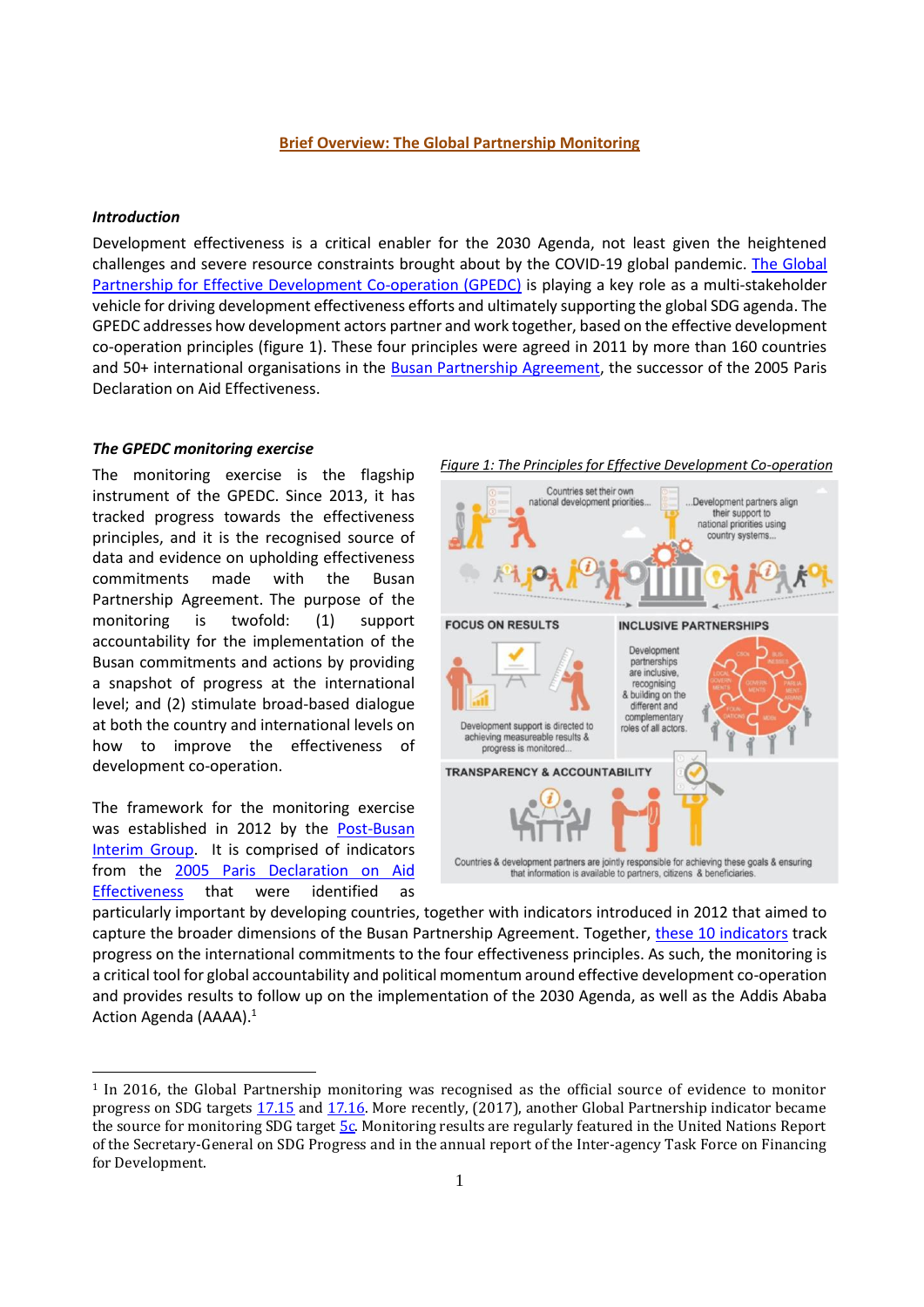# Brief Overview: The Global Partnership Monitoring

### *Introduction*

Development effectiveness is a critical enabler for the 2030 Agenda, not least given the heightened challenges and severe resource constraints brought about by the COVID-19 global pandemic. The Global Partnership for Effective Development Co-operation (GPEDC) is playing a key role as a multi-stakeholder vehicle for driving development effectiveness efforts and ultimately supporting the global SDG agenda. The GPEDC addresses how development actors partner and work together, based on the effective development co-operation principles (figure 1). These four principles were agreed in 2011 by more than 160 countries and 50+ international organisations in the Busan Partnership Agreement, the successor of the 2005 Paris Declaration on Aid Effectiveness.

### *The GPEDC monitoring exercise*

*Figure 1: The Principles for Effective Development Co-operation*

Countries set their own national development priorities...

...Development partners align their support to national priorities using country systems...

FOCUS ON RESULTS

Development support is directed to achieving measureable results & progress is monitored...

INCLUSIVE PARTNERSHIPS

Development partnerships are inclusive, recognising & building on the different and complementary roles of all actors.

TRANSPARENCY & ACCOUNTABILITY

Countries & development partners are jointly responsible for achieving these goals & ensuring that information is available to partners, citizens & beneficiaries.

The monitoring exercise is the flagship instrument of the GPEDC. Since 2013, it has tracked progress towards the effectiveness principles, and it is the recognised source of data and evidence on upholding effectiveness commitments made with the Busan Partnership Agreement. The purpose of the monitoring is twofold: (1) support accountability for the implementation of the Busan commitments and actions by providing a snapshot of progress at the international level; and (2) stimulate broad-based dialogue at both the country and international levels on how to improve the effectiveness of development co-operation.

The framework for the monitoring exercise was established in 2012 by the Post-Busan Interim Group. It is comprised of indicators from the 2005 Paris Declaration on Aid Effectiveness that were identified as particularly important by developing countries, together with indicators introduced in 2012 that aimed to capture the broader dimensions of the Busan Partnership Agreement. Together, these 10 indicators track progress on the international commitments to the four effectiveness principles. As such, the monitoring is a critical tool for global accountability and political momentum around effective development co-operation and provides results to follow up on the implementation of the 2030 Agenda, as well as the Addis Ababa Action Agenda (AAAA).[1]

---

[1] In 2016, the Global Partnership monitoring was recognised as the official source of evidence to monitor progress on SDG targets 17.15 and 17.16. More recently, (2017), another Global Partnership indicator became the source for monitoring SDG target 5c. Monitoring results are regularly featured in the United Nations Report of the Secretary-General on SDG Progress and in the annual report of the Inter-agency Task Force on Financing for Development.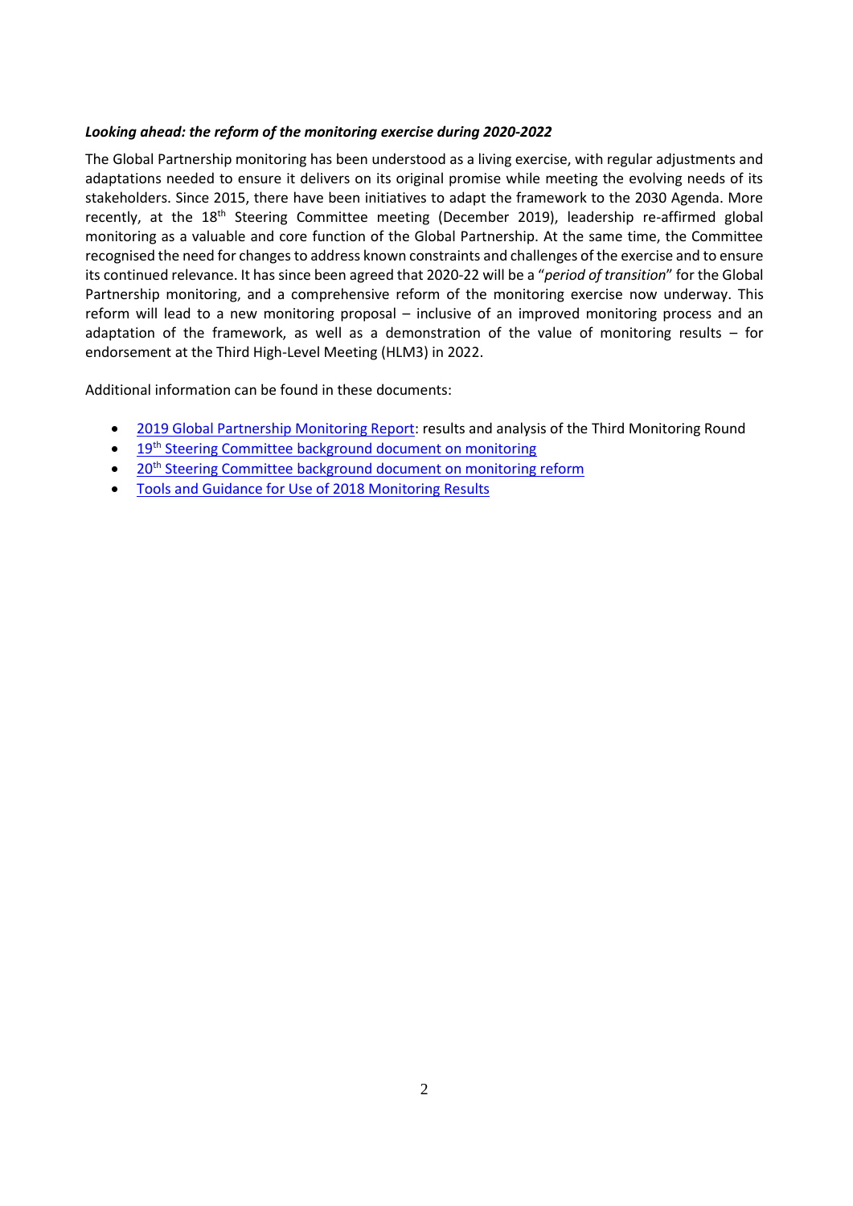***Looking ahead: the reform of the monitoring exercise during 2020-2022***

The Global Partnership monitoring has been understood as a living exercise, with regular adjustments and adaptations needed to ensure it delivers on its original promise while meeting the evolving needs of its stakeholders. Since 2015, there have been initiatives to adapt the framework to the 2030 Agenda. More recently, at the 18th Steering Committee meeting (December 2019), leadership re-affirmed global monitoring as a valuable and core function of the Global Partnership. At the same time, the Committee recognised the need for changes to address known constraints and challenges of the exercise and to ensure its continued relevance. It has since been agreed that 2020-22 will be a "*period of transition*" for the Global Partnership monitoring, and a comprehensive reform of the monitoring exercise now underway. This reform will lead to a new monitoring proposal – inclusive of an improved monitoring process and an adaptation of the framework, as well as a demonstration of the value of monitoring results – for endorsement at the Third High-Level Meeting (HLM3) in 2022.

Additional information can be found in these documents:

- 2019 Global Partnership Monitoring Report: results and analysis of the Third Monitoring Round
- 19th Steering Committee background document on monitoring
- 20th Steering Committee background document on monitoring reform
- Tools and Guidance for Use of 2018 Monitoring Results